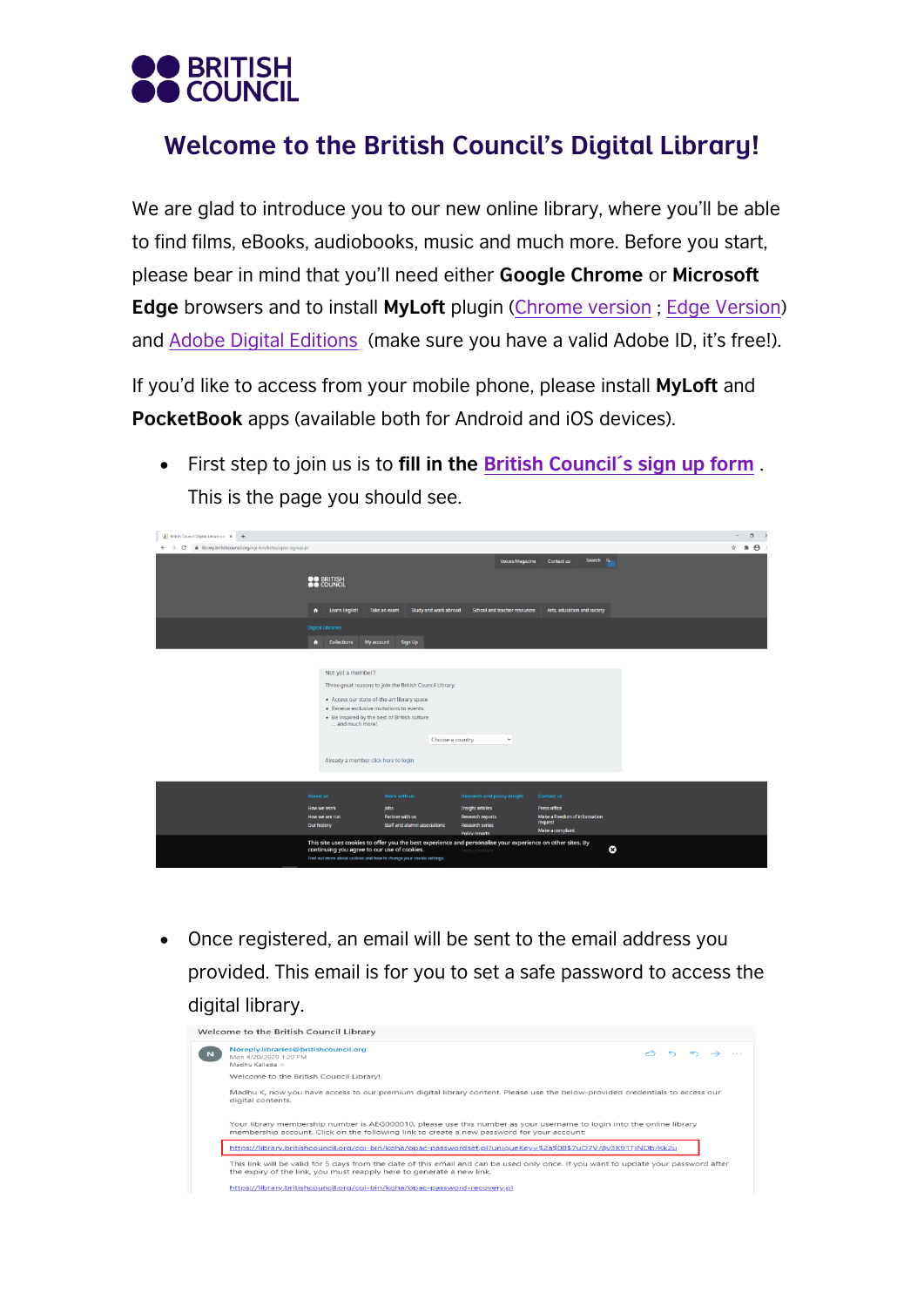# Welcome to the British Council's Digital Library!

We are glad to introduce you to our new online library, where you'll be able to find films, eBooks, audiobooks, music and much more. Before you start, please bear in mind that you'll need either **Google Chrome** or **Microsoft Edge** browsers and to install **MyLoft** plugin (Chrome version ; Edge Version) and Adobe Digital Editions (make sure you have a valid Adobe ID, it's free!).

If you'd like to access from your mobile phone, please install **MyLoft** and **PocketBook** apps (available both for Android and iOS devices).

- First step to join us is to **fill in the British Council´s sign up form** . This is the page you should see.

- Once registered, an email will be sent to the email address you provided. This email is for you to set a safe password to access the digital library.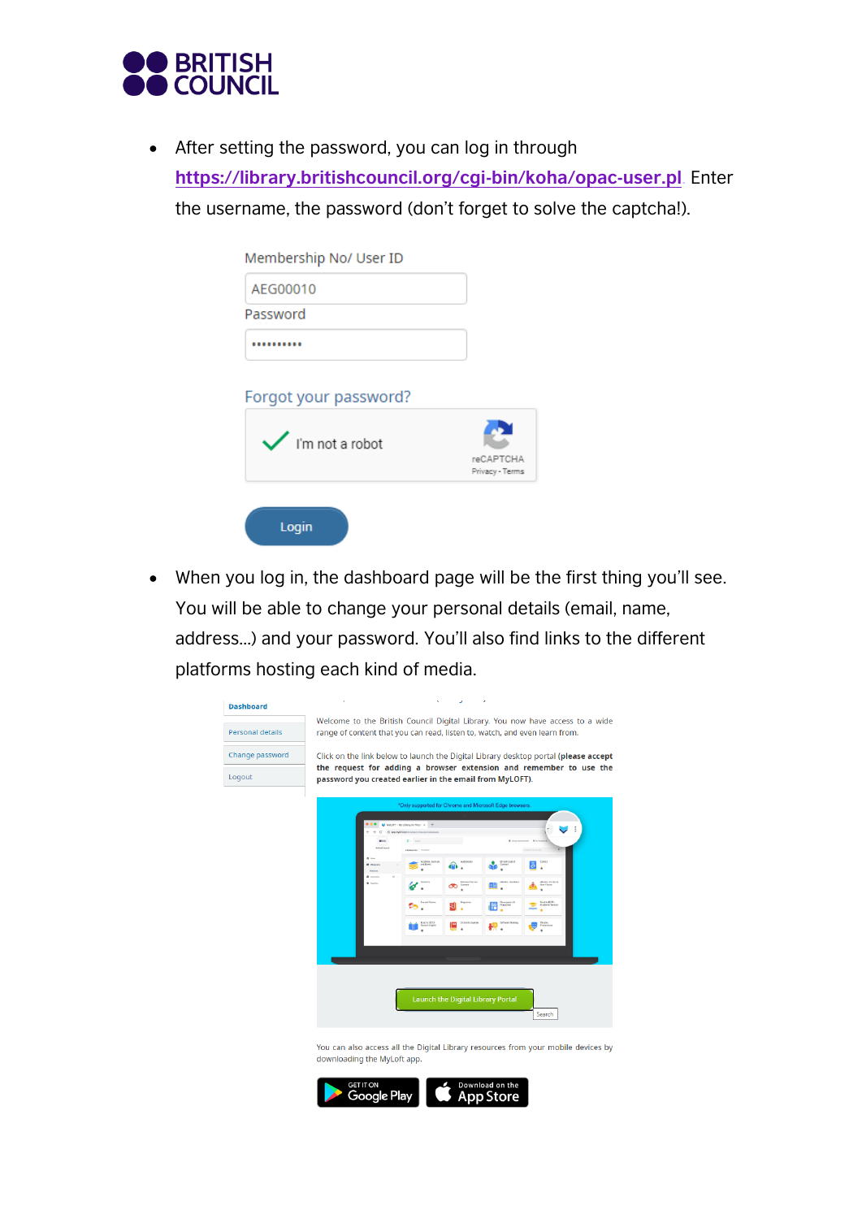- After setting the password, you can log in through https://library.britishcouncil.org/cgi-bin/koha/opac-user.pl. Enter the username, the password (don't forget to solve the captcha!).

Membership No/ User ID

AEG00010

Password

••••••••••

Forgot your password?

I'm not a robot

reCAPTCHA
Privacy - Terms

Login

- When you log in, the dashboard page will be the first thing you'll see. You will be able to change your personal details (email, name, address...) and your password. You'll also find links to the different platforms hosting each kind of media.

Dashboard

Personal details

Change password

Logout

Welcome to the British Council Digital Library. You now have access to a wide range of content that you can read, listen to, watch, and even learn from.

Click on the link below to launch the Digital Library desktop portal (**please accept the request for adding a browser extension and remember to use the password you created earlier in the email from MyLOFT**).

*Only supported for Chrome and Microsoft Edge browsers.

Launch the Digital Library Portal

Search

You can also access all the Digital Library resources from your mobile devices by downloading the MyLoft app.

GET IT ON Google Play

Download on the App Store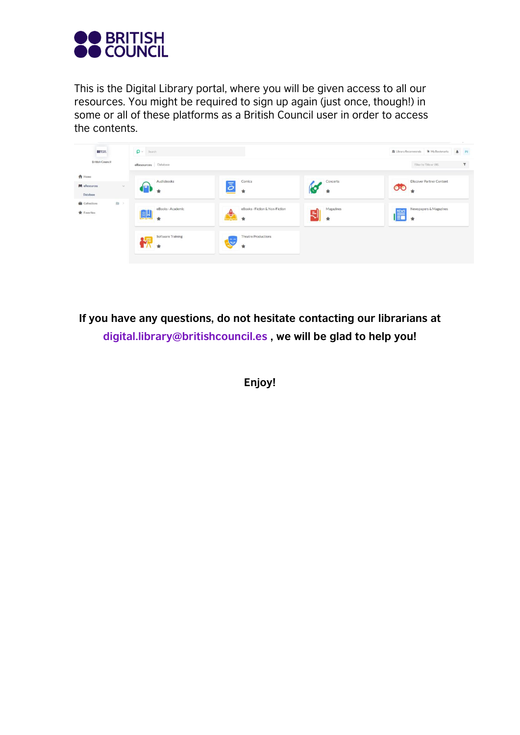This is the Digital Library portal, where you will be given access to all our resources. You might be required to sign up again (just once, though!) in some or all of these platforms as a British Council user in order to access the contents.

**If you have any questions, do not hesitate contacting our librarians at digital.library@britishcouncil.es , we will be glad to help you!**

**Enjoy!**